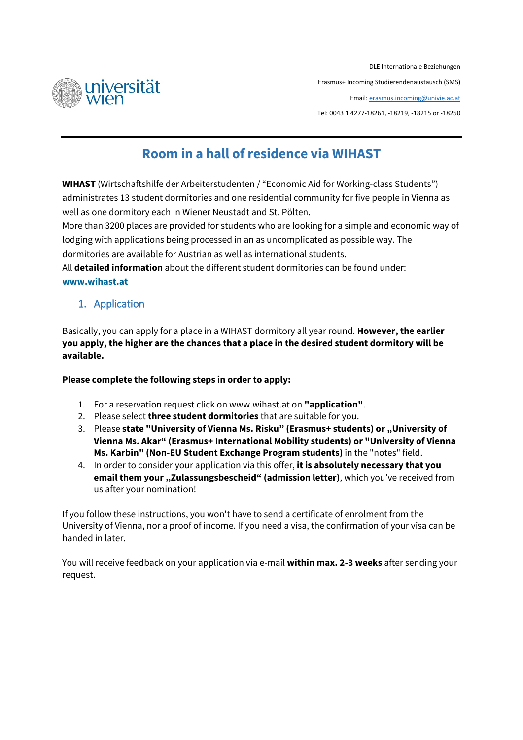DLE Internationale Beziehungen

Erasmus+ Incoming Studierendenaustausch (SMS)

Email: erasmus.incoming@univie.ac.at

Tel: 0043 1 4277-18261, -18219, -18215 or -18250

# Room in a hall of residence via WIHAST

**WIHAST** (Wirtschaftshilfe der Arbeiterstudenten / "Economic Aid for Working-class Students") administrates 13 student dormitories and one residential community for five people in Vienna as well as one dormitory each in Wiener Neustadt and St. Pölten.
More than 3200 places are provided for students who are looking for a simple and economic way of lodging with applications being processed in an as uncomplicated as possible way. The dormitories are available for Austrian as well as international students.
All **detailed information** about the different student dormitories can be found under: **www.wihast.at**

## 1. Application

Basically, you can apply for a place in a WIHAST dormitory all year round. **However, the earlier you apply, the higher are the chances that a place in the desired student dormitory will be available.**

**Please complete the following steps in order to apply:**

1. For a reservation request click on www.wihast.at on **"application"**.
2. Please select **three student dormitories** that are suitable for you.
3. Please **state "University of Vienna Ms. Risku" (Erasmus+ students) or „University of Vienna Ms. Akar" (Erasmus+ International Mobility students) or "University of Vienna Ms. Karbin" (Non-EU Student Exchange Program students)** in the "notes" field.
4. In order to consider your application via this offer, **it is absolutely necessary that you email them your „Zulassungsbescheid" (admission letter)**, which you've received from us after your nomination!

If you follow these instructions, you won't have to send a certificate of enrolment from the University of Vienna, nor a proof of income. If you need a visa, the confirmation of your visa can be handed in later.

You will receive feedback on your application via e-mail **within max. 2-3 weeks** after sending your request.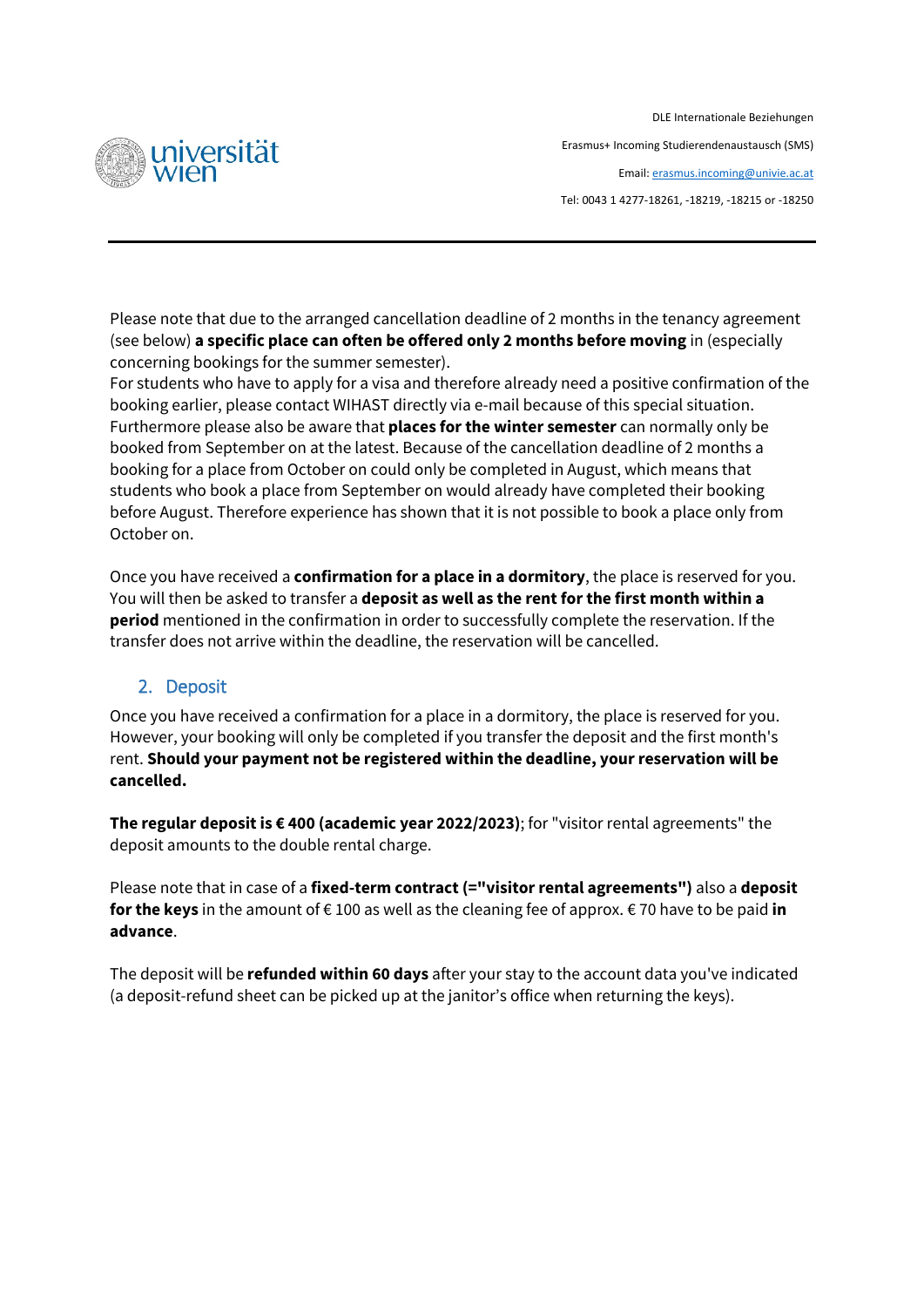Please note that due to the arranged cancellation deadline of 2 months in the tenancy agreement (see below) **a specific place can often be offered only 2 months before moving** in (especially concerning bookings for the summer semester).
For students who have to apply for a visa and therefore already need a positive confirmation of the booking earlier, please contact WIHAST directly via e-mail because of this special situation.
Furthermore please also be aware that **places for the winter semester** can normally only be booked from September on at the latest. Because of the cancellation deadline of 2 months a booking for a place from October on could only be completed in August, which means that students who book a place from September on would already have completed their booking before August. Therefore experience has shown that it is not possible to book a place only from October on.

Once you have received a **confirmation for a place in a dormitory**, the place is reserved for you. You will then be asked to transfer a **deposit as well as the rent for the first month within a period** mentioned in the confirmation in order to successfully complete the reservation. If the transfer does not arrive within the deadline, the reservation will be cancelled.

## 2. Deposit

Once you have received a confirmation for a place in a dormitory, the place is reserved for you. However, your booking will only be completed if you transfer the deposit and the first month's rent. **Should your payment not be registered within the deadline, your reservation will be cancelled.**

**The regular deposit is € 400 (academic year 2022/2023)**; for "visitor rental agreements" the deposit amounts to the double rental charge.

Please note that in case of a **fixed-term contract (="visitor rental agreements")** also a **deposit for the keys** in the amount of € 100 as well as the cleaning fee of approx. € 70 have to be paid **in advance**.

The deposit will be **refunded within 60 days** after your stay to the account data you've indicated (a deposit-refund sheet can be picked up at the janitor's office when returning the keys).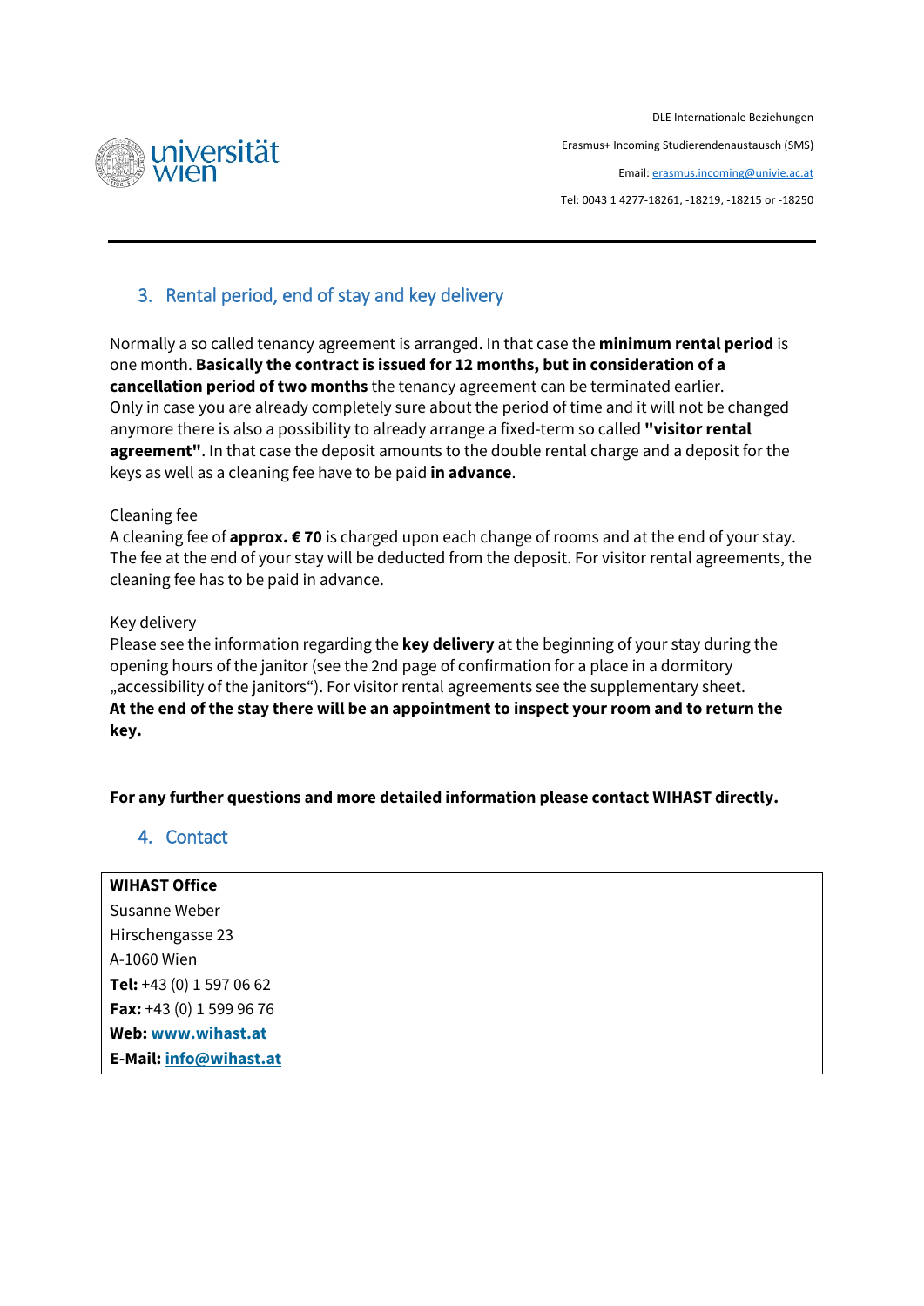## 3. Rental period, end of stay and key delivery

Normally a so called tenancy agreement is arranged. In that case the **minimum rental period** is one month. **Basically the contract is issued for 12 months, but in consideration of a cancellation period of two months** the tenancy agreement can be terminated earlier.
Only in case you are already completely sure about the period of time and it will not be changed anymore there is also a possibility to already arrange a fixed-term so called **"visitor rental agreement"**. In that case the deposit amounts to the double rental charge and a deposit for the keys as well as a cleaning fee have to be paid **in advance**.

Cleaning fee
A cleaning fee of **approx. € 70** is charged upon each change of rooms and at the end of your stay. The fee at the end of your stay will be deducted from the deposit. For visitor rental agreements, the cleaning fee has to be paid in advance.

Key delivery
Please see the information regarding the **key delivery** at the beginning of your stay during the opening hours of the janitor (see the 2nd page of confirmation for a place in a dormitory „accessibility of the janitors"). For visitor rental agreements see the supplementary sheet.
**At the end of the stay there will be an appointment to inspect your room and to return the key.**

**For any further questions and more detailed information please contact WIHAST directly.**

## 4. Contact

**WIHAST Office**
Susanne Weber
Hirschengasse 23
A-1060 Wien
**Tel:** +43 (0) 1 597 06 62
**Fax:** +43 (0) 1 599 96 76
**Web: www.wihast.at**
**E-Mail: info@wihast.at**